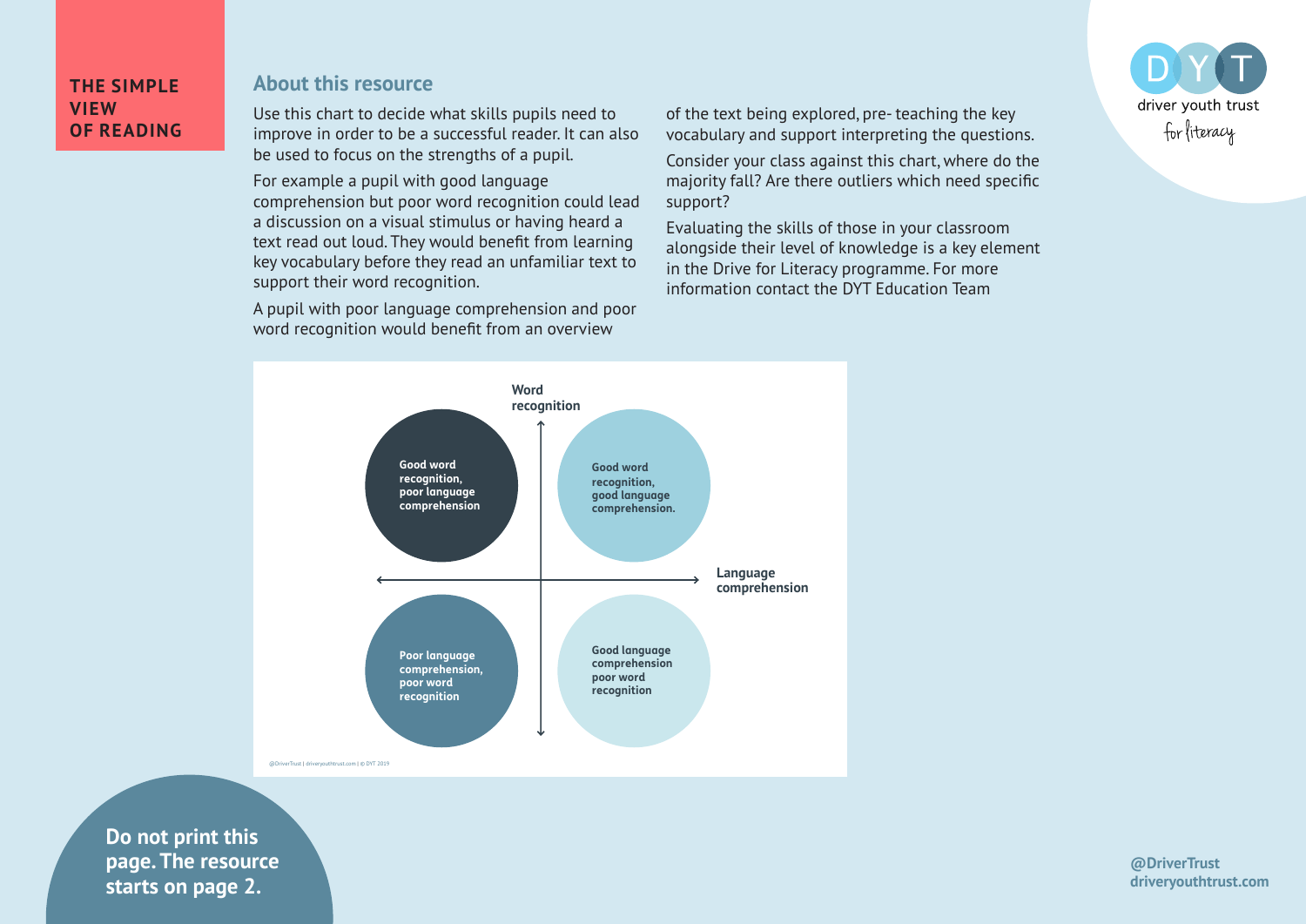# THE SIMPLE VIEW OF READING

## About this resource

Use this chart to decide what skills pupils need to improve in order to be a successful reader. It can also be used to focus on the strengths of a pupil.

For example a pupil with good language comprehension but poor word recognition could lead a discussion on a visual stimulus or having heard a text read out loud. They would benefit from learning key vocabulary before they read an unfamiliar text to support their word recognition.

A pupil with poor language comprehension and poor word recognition would benefit from an overview of the text being explored, pre- teaching the key vocabulary and support interpreting the questions.

Consider your class against this chart, where do the majority fall? Are there outliers which need specific support?

Evaluating the skills of those in your classroom alongside their level of knowledge is a key element in the Drive for Literacy programme. For more information contact the DYT Education Team

driver youth trust
for literacy

**Word recognition**

**Language comprehension**

**Good word recognition, poor language comprehension**

**Good word recognition, good language comprehension.**

**Poor language comprehension, poor word recognition**

**Good language comprehension poor word recognition**

@DriverTrust | driveryouthtrust.com | © DYT 2019

**Do not print this page. The resource starts on page 2.**

**@DriverTrust**
**driveryouthtrust.com**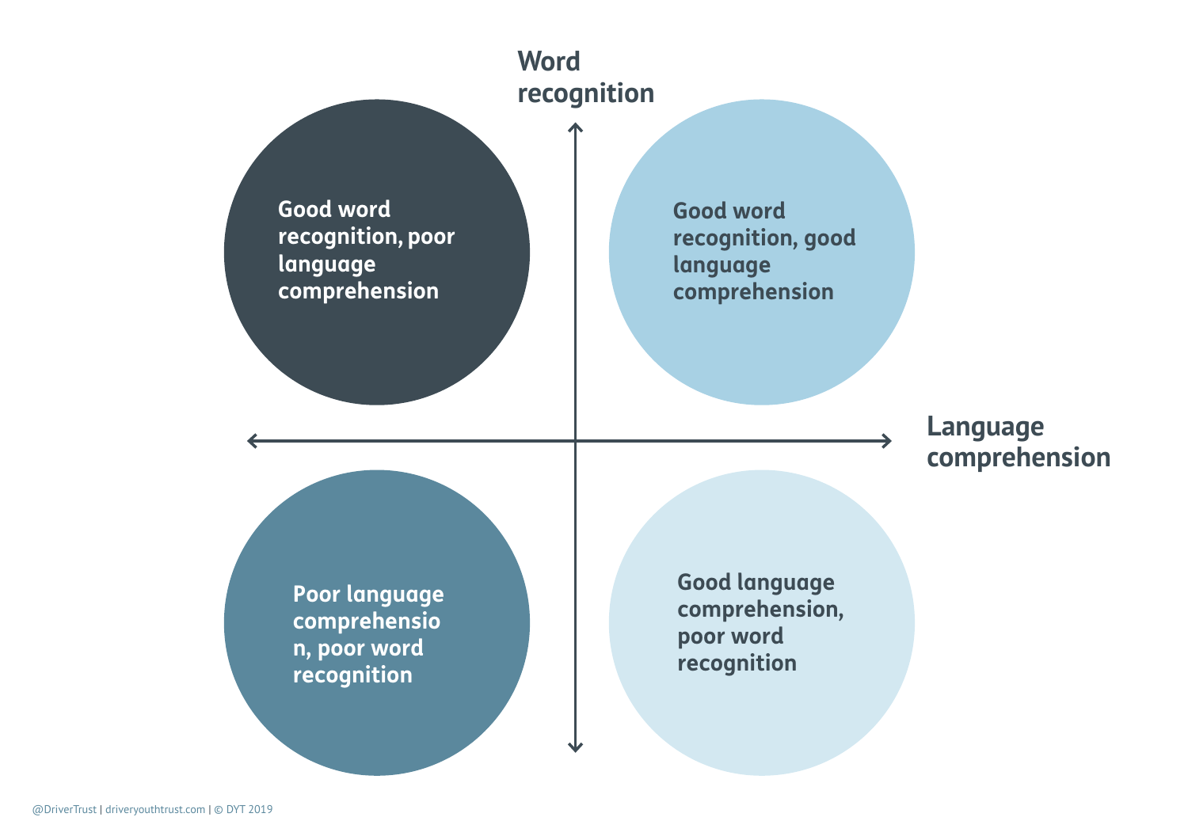Word recognition

Language comprehension

Good word recognition, poor language comprehension

Good word recognition, good language comprehension

Poor language comprehensio n, poor word recognition

Good language comprehension, poor word recognition

@DriverTrust | driveryouthtrust.com | © DYT 2019